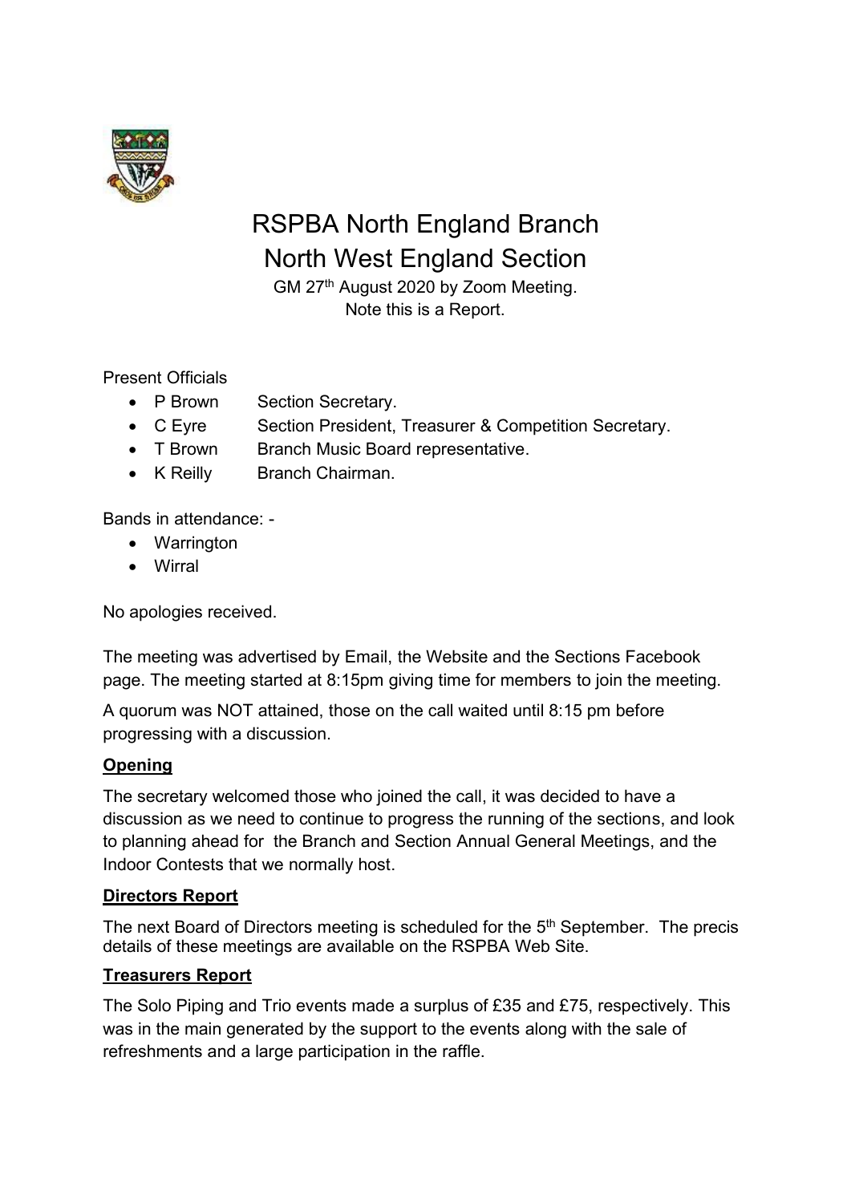# RSPBA North England Branch
# North West England Section

GM 27th August 2020 by Zoom Meeting.
Note this is a Report.

Present Officials

- P Brown Section Secretary.
- C Eyre Section President, Treasurer & Competition Secretary.
- T Brown Branch Music Board representative.
- K Reilly Branch Chairman.

Bands in attendance: -

- Warrington
- Wirral

No apologies received.

The meeting was advertised by Email, the Website and the Sections Facebook page. The meeting started at 8:15pm giving time for members to join the meeting.

A quorum was NOT attained, those on the call waited until 8:15 pm before progressing with a discussion.

**Opening**

The secretary welcomed those who joined the call, it was decided to have a discussion as we need to continue to progress the running of the sections, and look to planning ahead for the Branch and Section Annual General Meetings, and the Indoor Contests that we normally host.

**Directors Report**

The next Board of Directors meeting is scheduled for the 5th September. The precis details of these meetings are available on the RSPBA Web Site.

**Treasurers Report**

The Solo Piping and Trio events made a surplus of £35 and £75, respectively. This was in the main generated by the support to the events along with the sale of refreshments and a large participation in the raffle.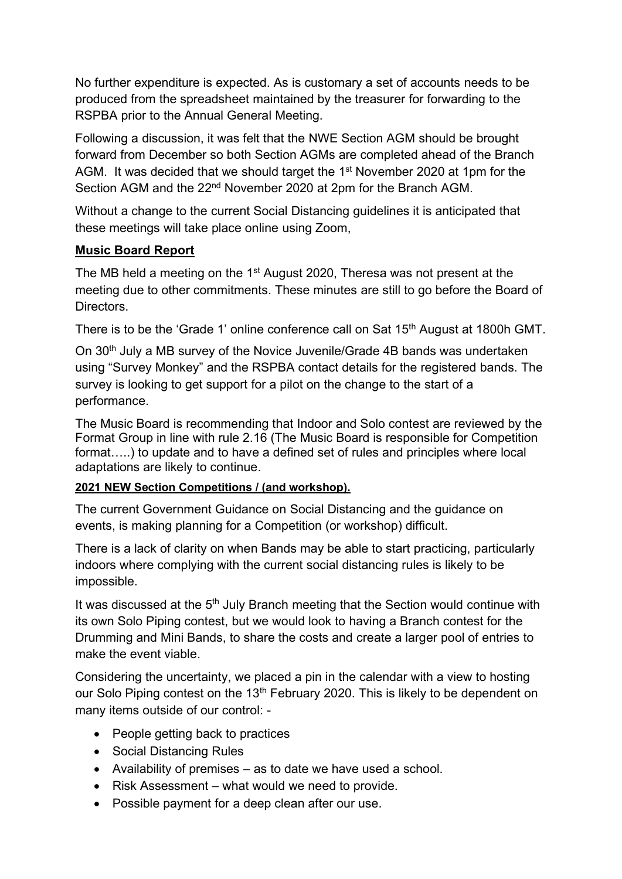No further expenditure is expected. As is customary a set of accounts needs to be produced from the spreadsheet maintained by the treasurer for forwarding to the RSPBA prior to the Annual General Meeting.

Following a discussion, it was felt that the NWE Section AGM should be brought forward from December so both Section AGMs are completed ahead of the Branch AGM. It was decided that we should target the 1st November 2020 at 1pm for the Section AGM and the 22nd November 2020 at 2pm for the Branch AGM.

Without a change to the current Social Distancing guidelines it is anticipated that these meetings will take place online using Zoom,

**Music Board Report**

The MB held a meeting on the 1st August 2020, Theresa was not present at the meeting due to other commitments. These minutes are still to go before the Board of Directors.

There is to be the 'Grade 1' online conference call on Sat 15th August at 1800h GMT.

On 30th July a MB survey of the Novice Juvenile/Grade 4B bands was undertaken using "Survey Monkey" and the RSPBA contact details for the registered bands. The survey is looking to get support for a pilot on the change to the start of a performance.

The Music Board is recommending that Indoor and Solo contest are reviewed by the Format Group in line with rule 2.16 (The Music Board is responsible for Competition format…..) to update and to have a defined set of rules and principles where local adaptations are likely to continue.

**2021 NEW Section Competitions / (and workshop).**

The current Government Guidance on Social Distancing and the guidance on events, is making planning for a Competition (or workshop) difficult.

There is a lack of clarity on when Bands may be able to start practicing, particularly indoors where complying with the current social distancing rules is likely to be impossible.

It was discussed at the 5th July Branch meeting that the Section would continue with its own Solo Piping contest, but we would look to having a Branch contest for the Drumming and Mini Bands, to share the costs and create a larger pool of entries to make the event viable.

Considering the uncertainty, we placed a pin in the calendar with a view to hosting our Solo Piping contest on the 13th February 2020. This is likely to be dependent on many items outside of our control: -

- People getting back to practices
- Social Distancing Rules
- Availability of premises – as to date we have used a school.
- Risk Assessment – what would we need to provide.
- Possible payment for a deep clean after our use.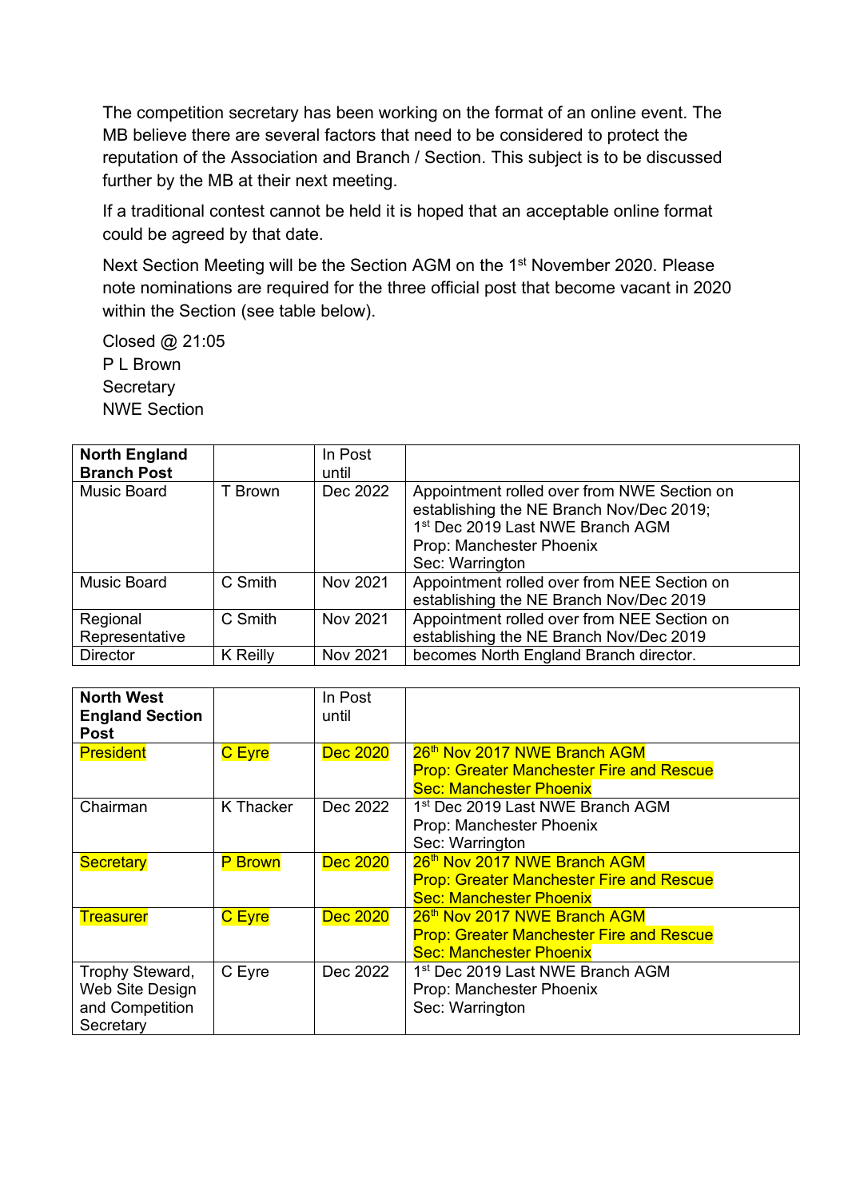The competition secretary has been working on the format of an online event. The MB believe there are several factors that need to be considered to protect the reputation of the Association and Branch / Section. This subject is to be discussed further by the MB at their next meeting.

If a traditional contest cannot be held it is hoped that an acceptable online format could be agreed by that date.

Next Section Meeting will be the Section AGM on the 1st November 2020. Please note nominations are required for the three official post that become vacant in 2020 within the Section (see table below).

Closed @ 21:05
P L Brown
Secretary
NWE Section

| North England Branch Post | | In Post until | |
|---|---|---|---|
| Music Board | T Brown | Dec 2022 | Appointment rolled over from NWE Section on establishing the NE Branch Nov/Dec 2019; 1st Dec 2019 Last NWE Branch AGM Prop: Manchester Phoenix Sec: Warrington |
| Music Board | C Smith | Nov 2021 | Appointment rolled over from NEE Section on establishing the NE Branch Nov/Dec 2019 |
| Regional Representative | C Smith | Nov 2021 | Appointment rolled over from NEE Section on establishing the NE Branch Nov/Dec 2019 |
| Director | K Reilly | Nov 2021 | becomes North England Branch director. |

| North West England Section Post | | In Post until | |
|---|---|---|---|
| President | C Eyre | Dec 2020 | 26th Nov 2017 NWE Branch AGM Prop: Greater Manchester Fire and Rescue Sec: Manchester Phoenix |
| Chairman | K Thacker | Dec 2022 | 1st Dec 2019 Last NWE Branch AGM Prop: Manchester Phoenix Sec: Warrington |
| Secretary | P Brown | Dec 2020 | 26th Nov 2017 NWE Branch AGM Prop: Greater Manchester Fire and Rescue Sec: Manchester Phoenix |
| Treasurer | C Eyre | Dec 2020 | 26th Nov 2017 NWE Branch AGM Prop: Greater Manchester Fire and Rescue Sec: Manchester Phoenix |
| Trophy Steward, Web Site Design and Competition Secretary | C Eyre | Dec 2022 | 1st Dec 2019 Last NWE Branch AGM Prop: Manchester Phoenix Sec: Warrington |